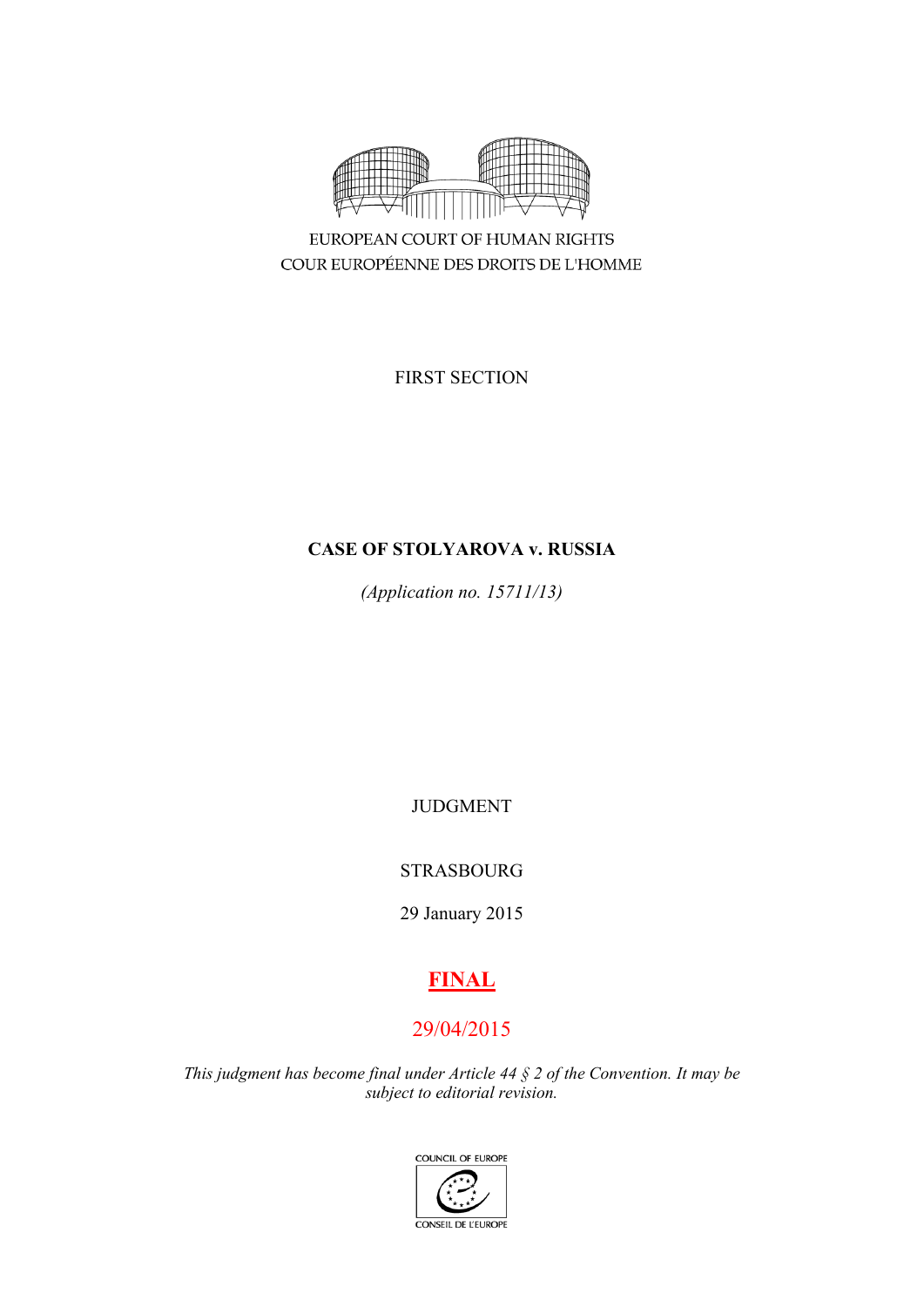EUROPEAN COURT OF HUMAN RIGHTS
COUR EUROPÉENNE DES DROITS DE L'HOMME

FIRST SECTION

**CASE OF STOLYAROVA v. RUSSIA**

*(Application no. 15711/13)*

JUDGMENT

STRASBOURG

29 January 2015

**FINAL**

29/04/2015

*This judgment has become final under Article 44 § 2 of the Convention. It may be subject to editorial revision.*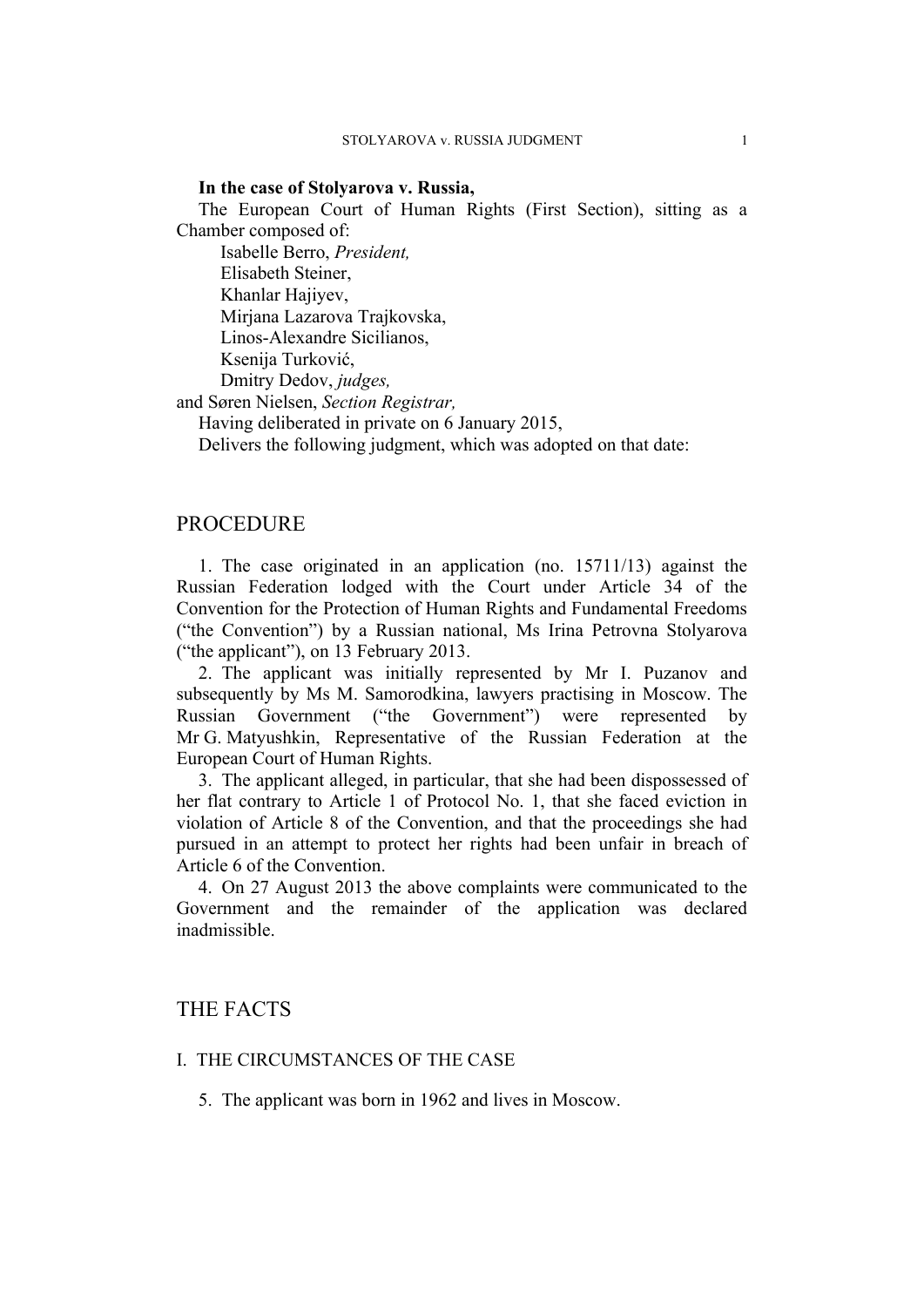**In the case of Stolyarova v. Russia,**

The European Court of Human Rights (First Section), sitting as a Chamber composed of:

Isabelle Berro, *President,*
Elisabeth Steiner,
Khanlar Hajiyev,
Mirjana Lazarova Trajkovska,
Linos-Alexandre Sicilianos,
Ksenija Turković,
Dmitry Dedov, *judges,*
and Søren Nielsen, *Section Registrar,*

Having deliberated in private on 6 January 2015,

Delivers the following judgment, which was adopted on that date:

# PROCEDURE

1. The case originated in an application (no. 15711/13) against the Russian Federation lodged with the Court under Article 34 of the Convention for the Protection of Human Rights and Fundamental Freedoms ("the Convention") by a Russian national, Ms Irina Petrovna Stolyarova ("the applicant"), on 13 February 2013.

2. The applicant was initially represented by Mr I. Puzanov and subsequently by Ms M. Samorodkina, lawyers practising in Moscow. The Russian Government ("the Government") were represented by Mr G. Matyushkin, Representative of the Russian Federation at the European Court of Human Rights.

3. The applicant alleged, in particular, that she had been dispossessed of her flat contrary to Article 1 of Protocol No. 1, that she faced eviction in violation of Article 8 of the Convention, and that the proceedings she had pursued in an attempt to protect her rights had been unfair in breach of Article 6 of the Convention.

4. On 27 August 2013 the above complaints were communicated to the Government and the remainder of the application was declared inadmissible.

# THE FACTS

## I. THE CIRCUMSTANCES OF THE CASE

5. The applicant was born in 1962 and lives in Moscow.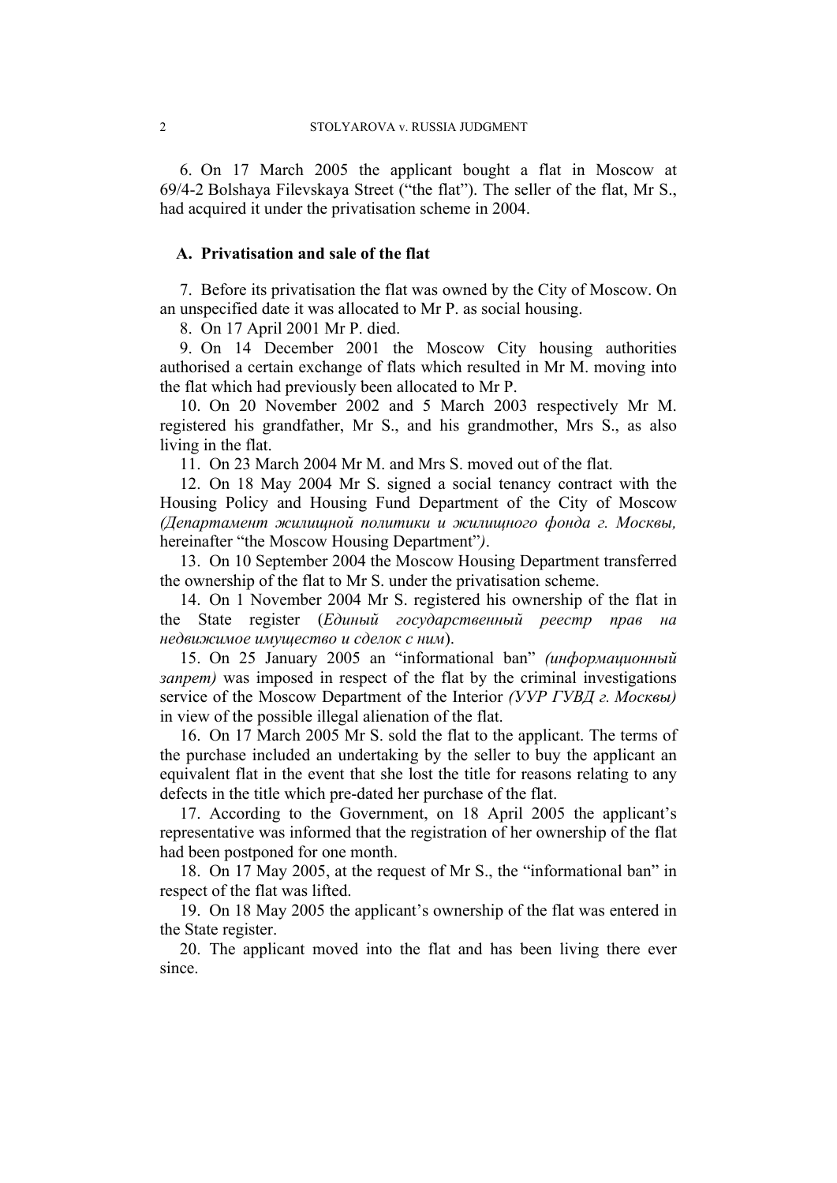6. On 17 March 2005 the applicant bought a flat in Moscow at 69/4-2 Bolshaya Filevskaya Street ("the flat"). The seller of the flat, Mr S., had acquired it under the privatisation scheme in 2004.

### A. Privatisation and sale of the flat

7. Before its privatisation the flat was owned by the City of Moscow. On an unspecified date it was allocated to Mr P. as social housing.

8. On 17 April 2001 Mr P. died.

9. On 14 December 2001 the Moscow City housing authorities authorised a certain exchange of flats which resulted in Mr M. moving into the flat which had previously been allocated to Mr P.

10. On 20 November 2002 and 5 March 2003 respectively Mr M. registered his grandfather, Mr S., and his grandmother, Mrs S., as also living in the flat.

11. On 23 March 2004 Mr M. and Mrs S. moved out of the flat.

12. On 18 May 2004 Mr S. signed a social tenancy contract with the Housing Policy and Housing Fund Department of the City of Moscow *(Департамент жилищной политики и жилищного фонда г. Москвы,* hereinafter "the Moscow Housing Department"*)*.

13. On 10 September 2004 the Moscow Housing Department transferred the ownership of the flat to Mr S. under the privatisation scheme.

14. On 1 November 2004 Mr S. registered his ownership of the flat in the State register (*Единый государственный реестр прав на недвижимое имущество и сделок с ним*).

15. On 25 January 2005 an "informational ban" *(информационный запрет)* was imposed in respect of the flat by the criminal investigations service of the Moscow Department of the Interior *(УУР ГУВД г. Москвы)* in view of the possible illegal alienation of the flat.

16. On 17 March 2005 Mr S. sold the flat to the applicant. The terms of the purchase included an undertaking by the seller to buy the applicant an equivalent flat in the event that she lost the title for reasons relating to any defects in the title which pre-dated her purchase of the flat.

17. According to the Government, on 18 April 2005 the applicant's representative was informed that the registration of her ownership of the flat had been postponed for one month.

18. On 17 May 2005, at the request of Mr S., the "informational ban" in respect of the flat was lifted.

19. On 18 May 2005 the applicant's ownership of the flat was entered in the State register.

20. The applicant moved into the flat and has been living there ever since.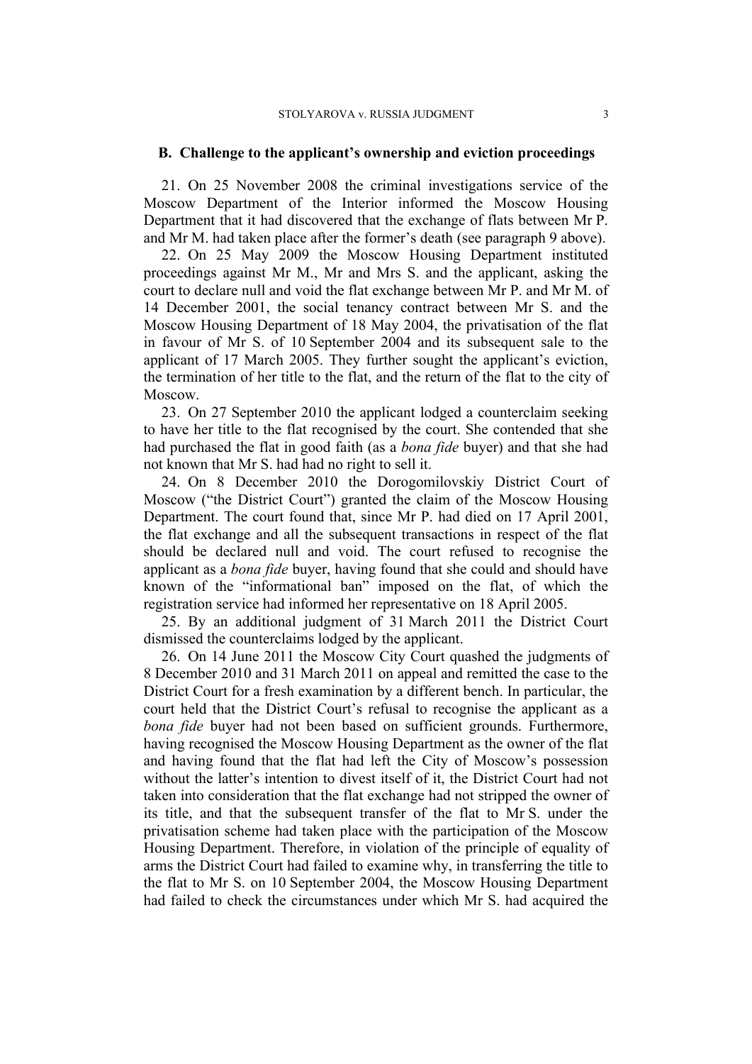### B. Challenge to the applicant's ownership and eviction proceedings

21. On 25 November 2008 the criminal investigations service of the Moscow Department of the Interior informed the Moscow Housing Department that it had discovered that the exchange of flats between Mr P. and Mr M. had taken place after the former's death (see paragraph 9 above).

22. On 25 May 2009 the Moscow Housing Department instituted proceedings against Mr M., Mr and Mrs S. and the applicant, asking the court to declare null and void the flat exchange between Mr P. and Mr M. of 14 December 2001, the social tenancy contract between Mr S. and the Moscow Housing Department of 18 May 2004, the privatisation of the flat in favour of Mr S. of 10 September 2004 and its subsequent sale to the applicant of 17 March 2005. They further sought the applicant's eviction, the termination of her title to the flat, and the return of the flat to the city of Moscow.

23. On 27 September 2010 the applicant lodged a counterclaim seeking to have her title to the flat recognised by the court. She contended that she had purchased the flat in good faith (as a *bona fide* buyer) and that she had not known that Mr S. had had no right to sell it.

24. On 8 December 2010 the Dorogomilovskiy District Court of Moscow ("the District Court") granted the claim of the Moscow Housing Department. The court found that, since Mr P. had died on 17 April 2001, the flat exchange and all the subsequent transactions in respect of the flat should be declared null and void. The court refused to recognise the applicant as a *bona fide* buyer, having found that she could and should have known of the "informational ban" imposed on the flat, of which the registration service had informed her representative on 18 April 2005.

25. By an additional judgment of 31 March 2011 the District Court dismissed the counterclaims lodged by the applicant.

26. On 14 June 2011 the Moscow City Court quashed the judgments of 8 December 2010 and 31 March 2011 on appeal and remitted the case to the District Court for a fresh examination by a different bench. In particular, the court held that the District Court's refusal to recognise the applicant as a *bona fide* buyer had not been based on sufficient grounds. Furthermore, having recognised the Moscow Housing Department as the owner of the flat and having found that the flat had left the City of Moscow's possession without the latter's intention to divest itself of it, the District Court had not taken into consideration that the flat exchange had not stripped the owner of its title, and that the subsequent transfer of the flat to Mr S. under the privatisation scheme had taken place with the participation of the Moscow Housing Department. Therefore, in violation of the principle of equality of arms the District Court had failed to examine why, in transferring the title to the flat to Mr S. on 10 September 2004, the Moscow Housing Department had failed to check the circumstances under which Mr S. had acquired the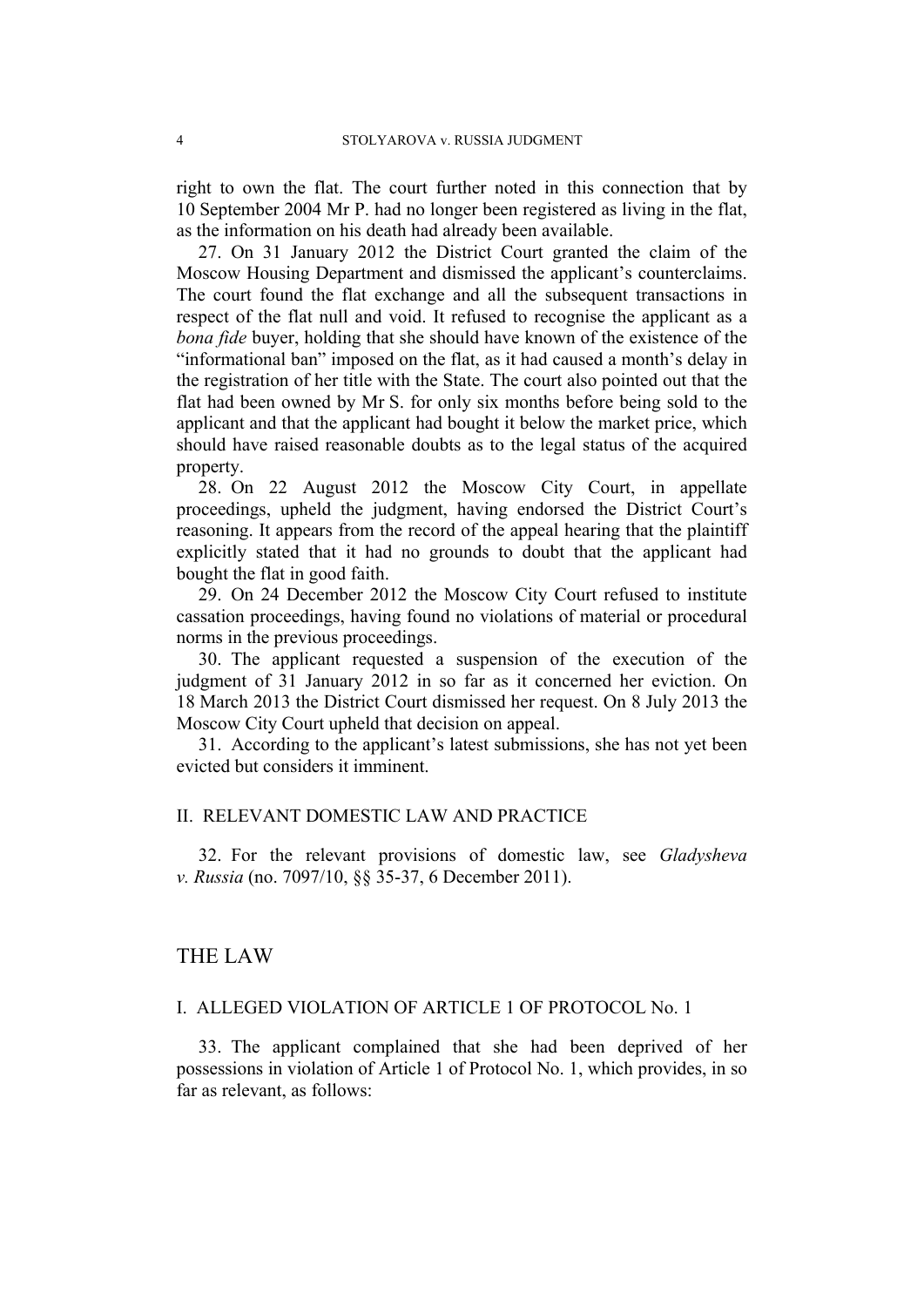right to own the flat. The court further noted in this connection that by 10 September 2004 Mr P. had no longer been registered as living in the flat, as the information on his death had already been available.

27. On 31 January 2012 the District Court granted the claim of the Moscow Housing Department and dismissed the applicant's counterclaims. The court found the flat exchange and all the subsequent transactions in respect of the flat null and void. It refused to recognise the applicant as a *bona fide* buyer, holding that she should have known of the existence of the "informational ban" imposed on the flat, as it had caused a month's delay in the registration of her title with the State. The court also pointed out that the flat had been owned by Mr S. for only six months before being sold to the applicant and that the applicant had bought it below the market price, which should have raised reasonable doubts as to the legal status of the acquired property.

28. On 22 August 2012 the Moscow City Court, in appellate proceedings, upheld the judgment, having endorsed the District Court's reasoning. It appears from the record of the appeal hearing that the plaintiff explicitly stated that it had no grounds to doubt that the applicant had bought the flat in good faith.

29. On 24 December 2012 the Moscow City Court refused to institute cassation proceedings, having found no violations of material or procedural norms in the previous proceedings.

30. The applicant requested a suspension of the execution of the judgment of 31 January 2012 in so far as it concerned her eviction. On 18 March 2013 the District Court dismissed her request. On 8 July 2013 the Moscow City Court upheld that decision on appeal.

31. According to the applicant's latest submissions, she has not yet been evicted but considers it imminent.

## II. RELEVANT DOMESTIC LAW AND PRACTICE

32. For the relevant provisions of domestic law, see *Gladysheva v. Russia* (no. 7097/10, §§ 35-37, 6 December 2011).

# THE LAW

## I. ALLEGED VIOLATION OF ARTICLE 1 OF PROTOCOL No. 1

33. The applicant complained that she had been deprived of her possessions in violation of Article 1 of Protocol No. 1, which provides, in so far as relevant, as follows: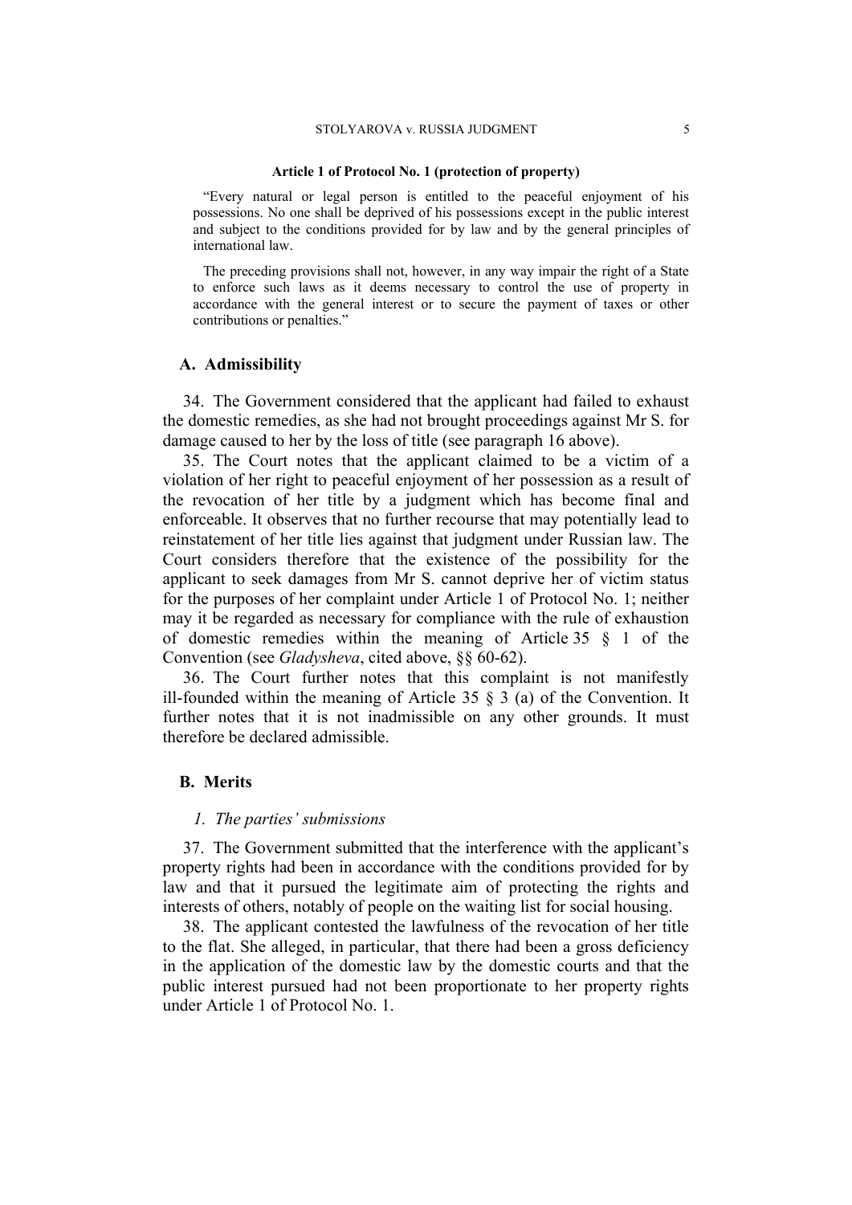**Article 1 of Protocol No. 1 (protection of property)**

> "Every natural or legal person is entitled to the peaceful enjoyment of his possessions. No one shall be deprived of his possessions except in the public interest and subject to the conditions provided for by law and by the general principles of international law.
>
> The preceding provisions shall not, however, in any way impair the right of a State to enforce such laws as it deems necessary to control the use of property in accordance with the general interest or to secure the payment of taxes or other contributions or penalties."

## A. Admissibility

34. The Government considered that the applicant had failed to exhaust the domestic remedies, as she had not brought proceedings against Mr S. for damage caused to her by the loss of title (see paragraph 16 above).

35. The Court notes that the applicant claimed to be a victim of a violation of her right to peaceful enjoyment of her possession as a result of the revocation of her title by a judgment which has become final and enforceable. It observes that no further recourse that may potentially lead to reinstatement of her title lies against that judgment under Russian law. The Court considers therefore that the existence of the possibility for the applicant to seek damages from Mr S. cannot deprive her of victim status for the purposes of her complaint under Article 1 of Protocol No. 1; neither may it be regarded as necessary for compliance with the rule of exhaustion of domestic remedies within the meaning of Article 35 § 1 of the Convention (see *Gladysheva*, cited above, §§ 60-62).

36. The Court further notes that this complaint is not manifestly ill-founded within the meaning of Article 35 § 3 (a) of the Convention. It further notes that it is not inadmissible on any other grounds. It must therefore be declared admissible.

## B. Merits

### *1. The parties' submissions*

37. The Government submitted that the interference with the applicant's property rights had been in accordance with the conditions provided for by law and that it pursued the legitimate aim of protecting the rights and interests of others, notably of people on the waiting list for social housing.

38. The applicant contested the lawfulness of the revocation of her title to the flat. She alleged, in particular, that there had been a gross deficiency in the application of the domestic law by the domestic courts and that the public interest pursued had not been proportionate to her property rights under Article 1 of Protocol No. 1.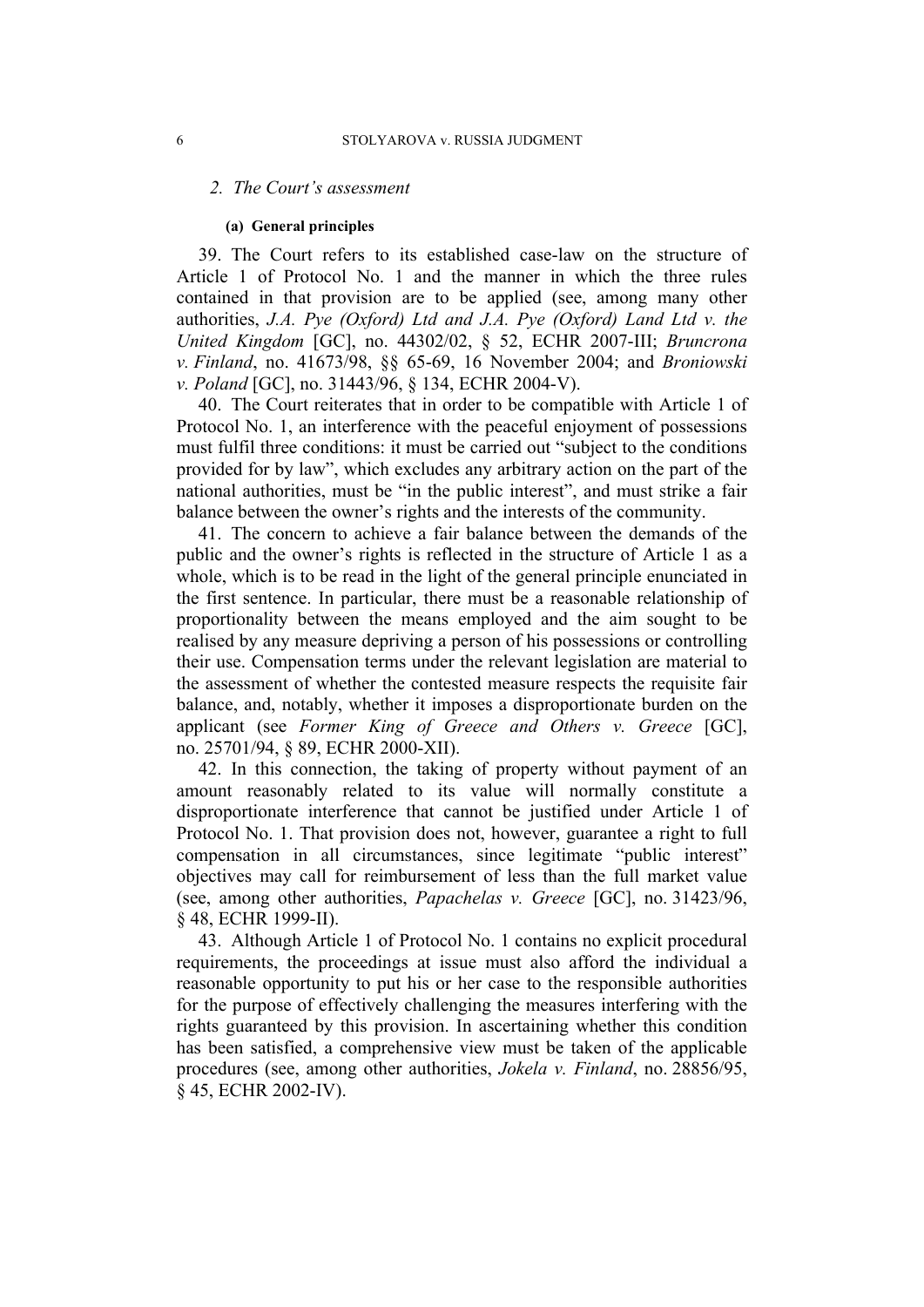*2. The Court's assessment*

**(a) General principles**

39. The Court refers to its established case-law on the structure of Article 1 of Protocol No. 1 and the manner in which the three rules contained in that provision are to be applied (see, among many other authorities, *J.A. Pye (Oxford) Ltd and J.A. Pye (Oxford) Land Ltd v. the United Kingdom* [GC], no. 44302/02, § 52, ECHR 2007-III; *Bruncrona v. Finland*, no. 41673/98, §§ 65-69, 16 November 2004; and *Broniowski v. Poland* [GC], no. 31443/96, § 134, ECHR 2004-V).

40. The Court reiterates that in order to be compatible with Article 1 of Protocol No. 1, an interference with the peaceful enjoyment of possessions must fulfil three conditions: it must be carried out "subject to the conditions provided for by law", which excludes any arbitrary action on the part of the national authorities, must be "in the public interest", and must strike a fair balance between the owner's rights and the interests of the community.

41. The concern to achieve a fair balance between the demands of the public and the owner's rights is reflected in the structure of Article 1 as a whole, which is to be read in the light of the general principle enunciated in the first sentence. In particular, there must be a reasonable relationship of proportionality between the means employed and the aim sought to be realised by any measure depriving a person of his possessions or controlling their use. Compensation terms under the relevant legislation are material to the assessment of whether the contested measure respects the requisite fair balance, and, notably, whether it imposes a disproportionate burden on the applicant (see *Former King of Greece and Others v. Greece* [GC], no. 25701/94, § 89, ECHR 2000-XII).

42. In this connection, the taking of property without payment of an amount reasonably related to its value will normally constitute a disproportionate interference that cannot be justified under Article 1 of Protocol No. 1. That provision does not, however, guarantee a right to full compensation in all circumstances, since legitimate "public interest" objectives may call for reimbursement of less than the full market value (see, among other authorities, *Papachelas v. Greece* [GC], no. 31423/96, § 48, ECHR 1999-II).

43. Although Article 1 of Protocol No. 1 contains no explicit procedural requirements, the proceedings at issue must also afford the individual a reasonable opportunity to put his or her case to the responsible authorities for the purpose of effectively challenging the measures interfering with the rights guaranteed by this provision. In ascertaining whether this condition has been satisfied, a comprehensive view must be taken of the applicable procedures (see, among other authorities, *Jokela v. Finland*, no. 28856/95, § 45, ECHR 2002-IV).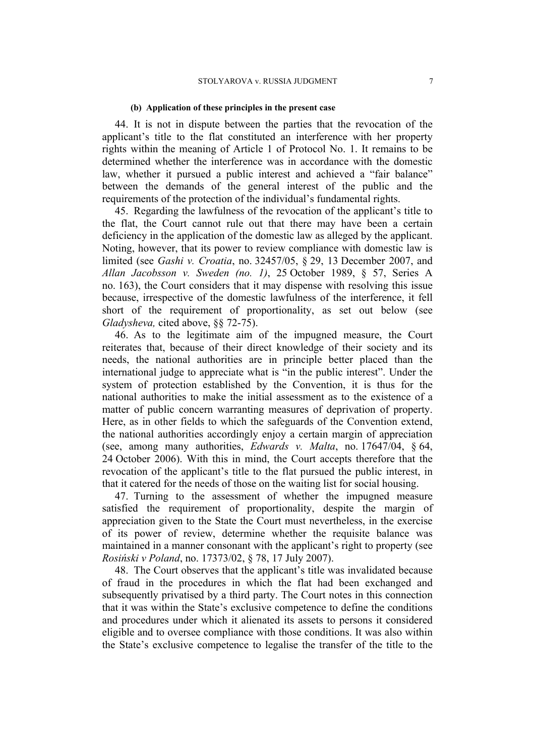#### (b) Application of these principles in the present case

44. It is not in dispute between the parties that the revocation of the applicant's title to the flat constituted an interference with her property rights within the meaning of Article 1 of Protocol No. 1. It remains to be determined whether the interference was in accordance with the domestic law, whether it pursued a public interest and achieved a "fair balance" between the demands of the general interest of the public and the requirements of the protection of the individual's fundamental rights.

45. Regarding the lawfulness of the revocation of the applicant's title to the flat, the Court cannot rule out that there may have been a certain deficiency in the application of the domestic law as alleged by the applicant. Noting, however, that its power to review compliance with domestic law is limited (see *Gashi v. Croatia*, no. 32457/05, § 29, 13 December 2007, and *Allan Jacobsson v. Sweden (no. 1)*, 25 October 1989, § 57, Series A no. 163), the Court considers that it may dispense with resolving this issue because, irrespective of the domestic lawfulness of the interference, it fell short of the requirement of proportionality, as set out below (see *Gladysheva,* cited above, §§ 72-75).

46. As to the legitimate aim of the impugned measure, the Court reiterates that, because of their direct knowledge of their society and its needs, the national authorities are in principle better placed than the international judge to appreciate what is "in the public interest". Under the system of protection established by the Convention, it is thus for the national authorities to make the initial assessment as to the existence of a matter of public concern warranting measures of deprivation of property. Here, as in other fields to which the safeguards of the Convention extend, the national authorities accordingly enjoy a certain margin of appreciation (see, among many authorities, *Edwards v. Malta*, no. 17647/04, § 64, 24 October 2006). With this in mind, the Court accepts therefore that the revocation of the applicant's title to the flat pursued the public interest, in that it catered for the needs of those on the waiting list for social housing.

47. Turning to the assessment of whether the impugned measure satisfied the requirement of proportionality, despite the margin of appreciation given to the State the Court must nevertheless, in the exercise of its power of review, determine whether the requisite balance was maintained in a manner consonant with the applicant's right to property (see *Rosiński v Poland*, no. 17373/02, § 78, 17 July 2007).

48. The Court observes that the applicant's title was invalidated because of fraud in the procedures in which the flat had been exchanged and subsequently privatised by a third party. The Court notes in this connection that it was within the State's exclusive competence to define the conditions and procedures under which it alienated its assets to persons it considered eligible and to oversee compliance with those conditions. It was also within the State's exclusive competence to legalise the transfer of the title to the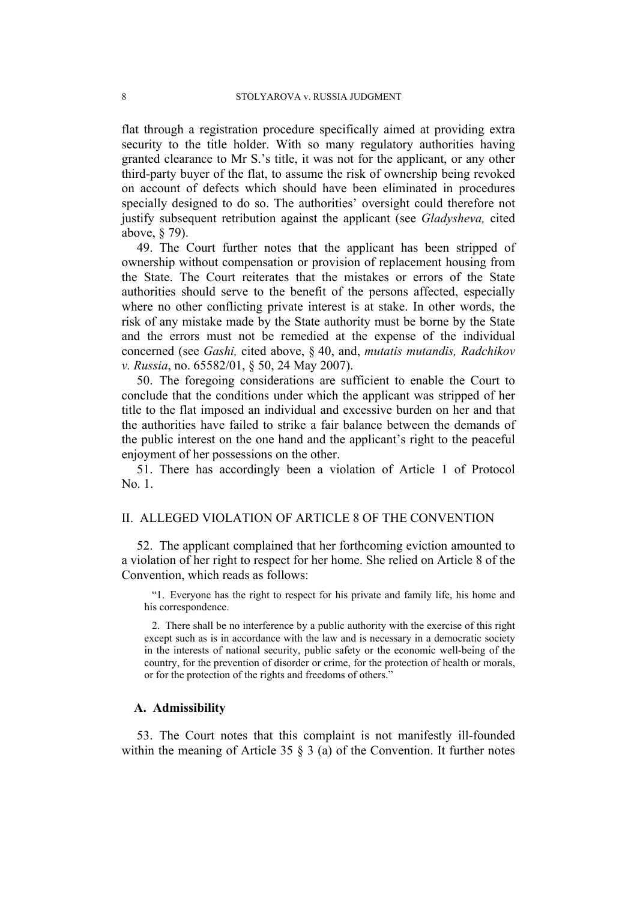flat through a registration procedure specifically aimed at providing extra security to the title holder. With so many regulatory authorities having granted clearance to Mr S.'s title, it was not for the applicant, or any other third-party buyer of the flat, to assume the risk of ownership being revoked on account of defects which should have been eliminated in procedures specially designed to do so. The authorities' oversight could therefore not justify subsequent retribution against the applicant (see *Gladysheva,* cited above, § 79).

49. The Court further notes that the applicant has been stripped of ownership without compensation or provision of replacement housing from the State. The Court reiterates that the mistakes or errors of the State authorities should serve to the benefit of the persons affected, especially where no other conflicting private interest is at stake. In other words, the risk of any mistake made by the State authority must be borne by the State and the errors must not be remedied at the expense of the individual concerned (see *Gashi,* cited above, § 40, and, *mutatis mutandis, Radchikov v. Russia*, no. 65582/01, § 50, 24 May 2007).

50. The foregoing considerations are sufficient to enable the Court to conclude that the conditions under which the applicant was stripped of her title to the flat imposed an individual and excessive burden on her and that the authorities have failed to strike a fair balance between the demands of the public interest on the one hand and the applicant's right to the peaceful enjoyment of her possessions on the other.

51. There has accordingly been a violation of Article 1 of Protocol No. 1.

## II. ALLEGED VIOLATION OF ARTICLE 8 OF THE CONVENTION

52. The applicant complained that her forthcoming eviction amounted to a violation of her right to respect for her home. She relied on Article 8 of the Convention, which reads as follows:

> "1. Everyone has the right to respect for his private and family life, his home and his correspondence.
>
> 2. There shall be no interference by a public authority with the exercise of this right except such as is in accordance with the law and is necessary in a democratic society in the interests of national security, public safety or the economic well-being of the country, for the prevention of disorder or crime, for the protection of health or morals, or for the protection of the rights and freedoms of others."

### A. Admissibility

53. The Court notes that this complaint is not manifestly ill-founded within the meaning of Article 35 § 3 (a) of the Convention. It further notes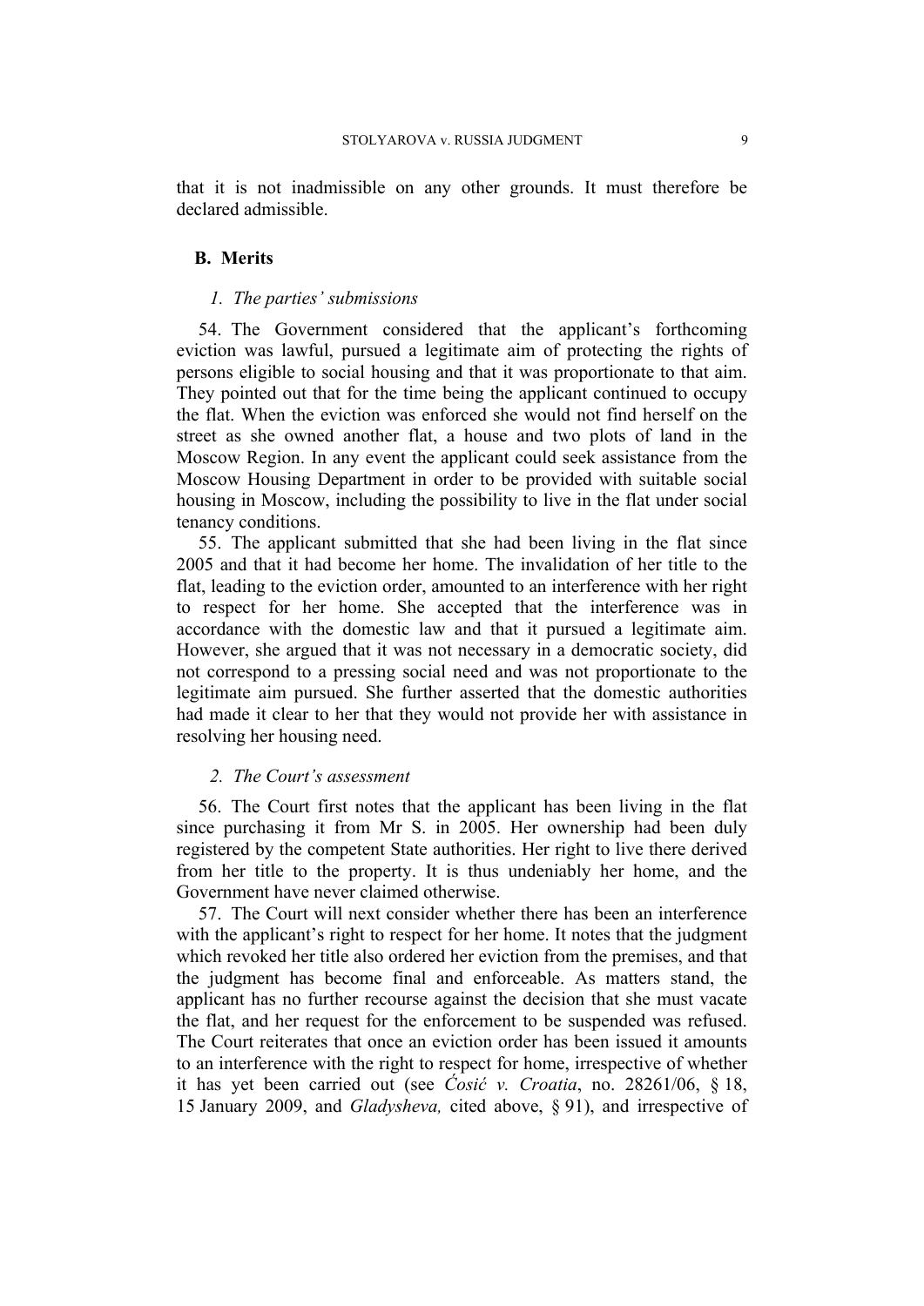that it is not inadmissible on any other grounds. It must therefore be declared admissible.

## B. Merits

### *1. The parties' submissions*

54. The Government considered that the applicant's forthcoming eviction was lawful, pursued a legitimate aim of protecting the rights of persons eligible to social housing and that it was proportionate to that aim. They pointed out that for the time being the applicant continued to occupy the flat. When the eviction was enforced she would not find herself on the street as she owned another flat, a house and two plots of land in the Moscow Region. In any event the applicant could seek assistance from the Moscow Housing Department in order to be provided with suitable social housing in Moscow, including the possibility to live in the flat under social tenancy conditions.

55. The applicant submitted that she had been living in the flat since 2005 and that it had become her home. The invalidation of her title to the flat, leading to the eviction order, amounted to an interference with her right to respect for her home. She accepted that the interference was in accordance with the domestic law and that it pursued a legitimate aim. However, she argued that it was not necessary in a democratic society, did not correspond to a pressing social need and was not proportionate to the legitimate aim pursued. She further asserted that the domestic authorities had made it clear to her that they would not provide her with assistance in resolving her housing need.

### *2. The Court's assessment*

56. The Court first notes that the applicant has been living in the flat since purchasing it from Mr S. in 2005. Her ownership had been duly registered by the competent State authorities. Her right to live there derived from her title to the property. It is thus undeniably her home, and the Government have never claimed otherwise.

57. The Court will next consider whether there has been an interference with the applicant's right to respect for her home. It notes that the judgment which revoked her title also ordered her eviction from the premises, and that the judgment has become final and enforceable. As matters stand, the applicant has no further recourse against the decision that she must vacate the flat, and her request for the enforcement to be suspended was refused. The Court reiterates that once an eviction order has been issued it amounts to an interference with the right to respect for home, irrespective of whether it has yet been carried out (see *Ćosić v. Croatia*, no. 28261/06, § 18, 15 January 2009, and *Gladysheva,* cited above, § 91), and irrespective of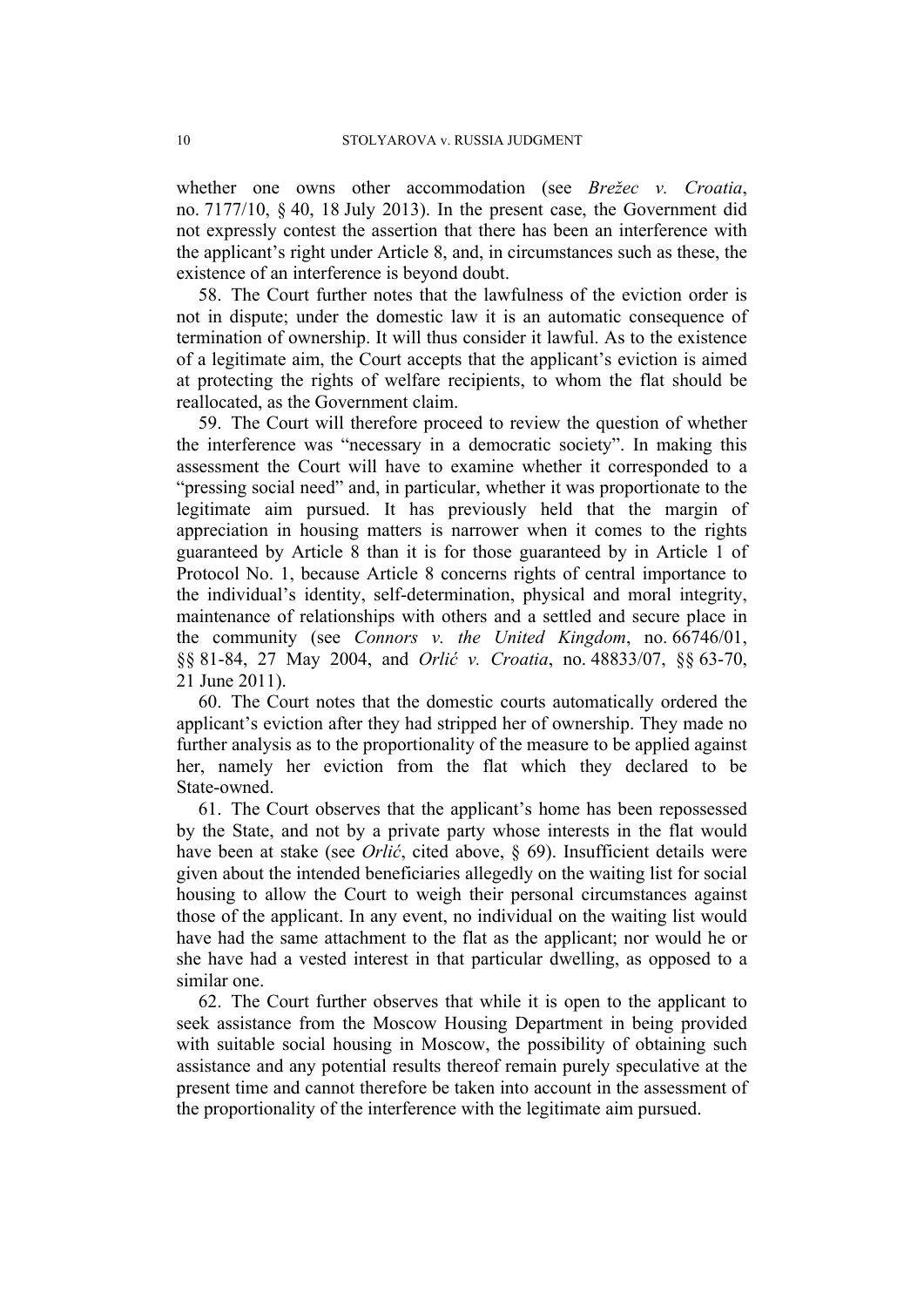whether one owns other accommodation (see *Brežec v. Croatia*, no. 7177/10, § 40, 18 July 2013). In the present case, the Government did not expressly contest the assertion that there has been an interference with the applicant's right under Article 8, and, in circumstances such as these, the existence of an interference is beyond doubt.

58. The Court further notes that the lawfulness of the eviction order is not in dispute; under the domestic law it is an automatic consequence of termination of ownership. It will thus consider it lawful. As to the existence of a legitimate aim, the Court accepts that the applicant's eviction is aimed at protecting the rights of welfare recipients, to whom the flat should be reallocated, as the Government claim.

59. The Court will therefore proceed to review the question of whether the interference was "necessary in a democratic society". In making this assessment the Court will have to examine whether it corresponded to a "pressing social need" and, in particular, whether it was proportionate to the legitimate aim pursued. It has previously held that the margin of appreciation in housing matters is narrower when it comes to the rights guaranteed by Article 8 than it is for those guaranteed by in Article 1 of Protocol No. 1, because Article 8 concerns rights of central importance to the individual's identity, self-determination, physical and moral integrity, maintenance of relationships with others and a settled and secure place in the community (see *Connors v. the United Kingdom*, no. 66746/01, §§ 81-84, 27 May 2004, and *Orlić v. Croatia*, no. 48833/07, §§ 63-70, 21 June 2011).

60. The Court notes that the domestic courts automatically ordered the applicant's eviction after they had stripped her of ownership. They made no further analysis as to the proportionality of the measure to be applied against her, namely her eviction from the flat which they declared to be State-owned.

61. The Court observes that the applicant's home has been repossessed by the State, and not by a private party whose interests in the flat would have been at stake (see *Orlić*, cited above, § 69). Insufficient details were given about the intended beneficiaries allegedly on the waiting list for social housing to allow the Court to weigh their personal circumstances against those of the applicant. In any event, no individual on the waiting list would have had the same attachment to the flat as the applicant; nor would he or she have had a vested interest in that particular dwelling, as opposed to a similar one.

62. The Court further observes that while it is open to the applicant to seek assistance from the Moscow Housing Department in being provided with suitable social housing in Moscow, the possibility of obtaining such assistance and any potential results thereof remain purely speculative at the present time and cannot therefore be taken into account in the assessment of the proportionality of the interference with the legitimate aim pursued.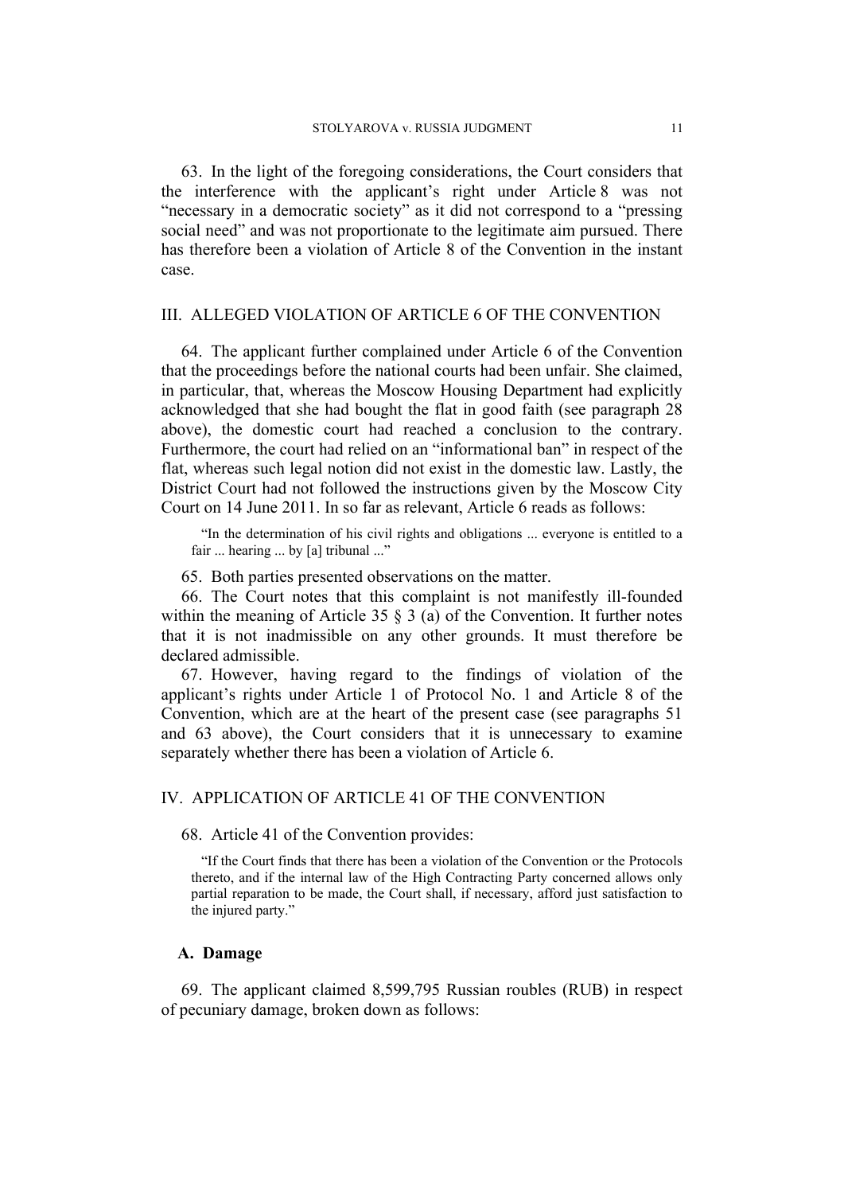63. In the light of the foregoing considerations, the Court considers that the interference with the applicant's right under Article 8 was not "necessary in a democratic society" as it did not correspond to a "pressing social need" and was not proportionate to the legitimate aim pursued. There has therefore been a violation of Article 8 of the Convention in the instant case.

## III. ALLEGED VIOLATION OF ARTICLE 6 OF THE CONVENTION

64. The applicant further complained under Article 6 of the Convention that the proceedings before the national courts had been unfair. She claimed, in particular, that, whereas the Moscow Housing Department had explicitly acknowledged that she had bought the flat in good faith (see paragraph 28 above), the domestic court had reached a conclusion to the contrary. Furthermore, the court had relied on an "informational ban" in respect of the flat, whereas such legal notion did not exist in the domestic law. Lastly, the District Court had not followed the instructions given by the Moscow City Court on 14 June 2011. In so far as relevant, Article 6 reads as follows:

> "In the determination of his civil rights and obligations ... everyone is entitled to a fair ... hearing ... by [a] tribunal ..."

65. Both parties presented observations on the matter.

66. The Court notes that this complaint is not manifestly ill-founded within the meaning of Article 35 § 3 (a) of the Convention. It further notes that it is not inadmissible on any other grounds. It must therefore be declared admissible.

67. However, having regard to the findings of violation of the applicant's rights under Article 1 of Protocol No. 1 and Article 8 of the Convention, which are at the heart of the present case (see paragraphs 51 and 63 above), the Court considers that it is unnecessary to examine separately whether there has been a violation of Article 6.

## IV. APPLICATION OF ARTICLE 41 OF THE CONVENTION

68. Article 41 of the Convention provides:

> "If the Court finds that there has been a violation of the Convention or the Protocols thereto, and if the internal law of the High Contracting Party concerned allows only partial reparation to be made, the Court shall, if necessary, afford just satisfaction to the injured party."

### A. Damage

69. The applicant claimed 8,599,795 Russian roubles (RUB) in respect of pecuniary damage, broken down as follows: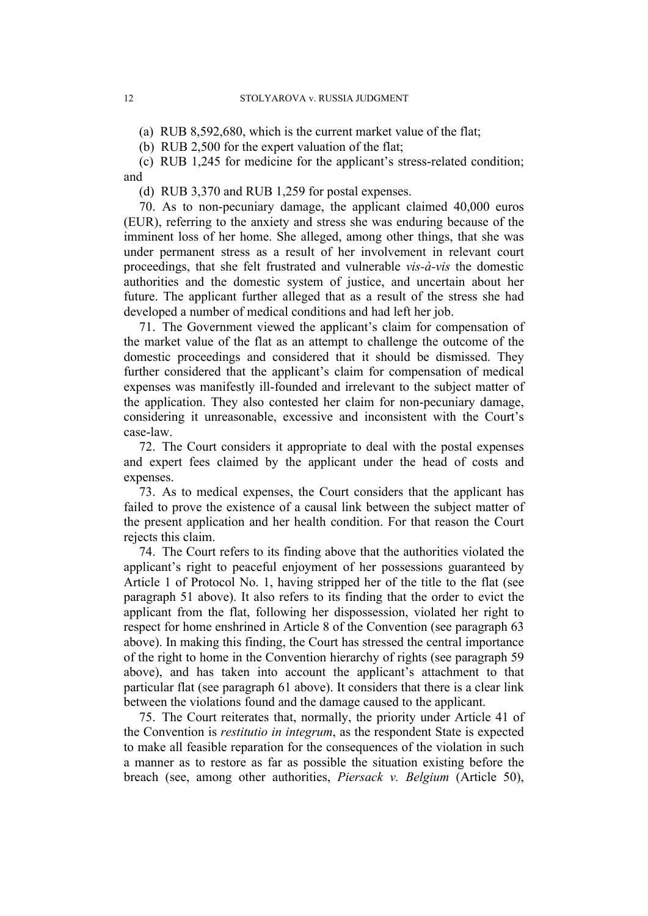(a) RUB 8,592,680, which is the current market value of the flat;

(b) RUB 2,500 for the expert valuation of the flat;

(c) RUB 1,245 for medicine for the applicant's stress-related condition; and

(d) RUB 3,370 and RUB 1,259 for postal expenses.

70. As to non-pecuniary damage, the applicant claimed 40,000 euros (EUR), referring to the anxiety and stress she was enduring because of the imminent loss of her home. She alleged, among other things, that she was under permanent stress as a result of her involvement in relevant court proceedings, that she felt frustrated and vulnerable *vis-à-vis* the domestic authorities and the domestic system of justice, and uncertain about her future. The applicant further alleged that as a result of the stress she had developed a number of medical conditions and had left her job.

71. The Government viewed the applicant's claim for compensation of the market value of the flat as an attempt to challenge the outcome of the domestic proceedings and considered that it should be dismissed. They further considered that the applicant's claim for compensation of medical expenses was manifestly ill-founded and irrelevant to the subject matter of the application. They also contested her claim for non-pecuniary damage, considering it unreasonable, excessive and inconsistent with the Court's case-law.

72. The Court considers it appropriate to deal with the postal expenses and expert fees claimed by the applicant under the head of costs and expenses.

73. As to medical expenses, the Court considers that the applicant has failed to prove the existence of a causal link between the subject matter of the present application and her health condition. For that reason the Court rejects this claim.

74. The Court refers to its finding above that the authorities violated the applicant's right to peaceful enjoyment of her possessions guaranteed by Article 1 of Protocol No. 1, having stripped her of the title to the flat (see paragraph 51 above). It also refers to its finding that the order to evict the applicant from the flat, following her dispossession, violated her right to respect for home enshrined in Article 8 of the Convention (see paragraph 63 above). In making this finding, the Court has stressed the central importance of the right to home in the Convention hierarchy of rights (see paragraph 59 above), and has taken into account the applicant's attachment to that particular flat (see paragraph 61 above). It considers that there is a clear link between the violations found and the damage caused to the applicant.

75. The Court reiterates that, normally, the priority under Article 41 of the Convention is *restitutio in integrum*, as the respondent State is expected to make all feasible reparation for the consequences of the violation in such a manner as to restore as far as possible the situation existing before the breach (see, among other authorities, *Piersack v. Belgium* (Article 50),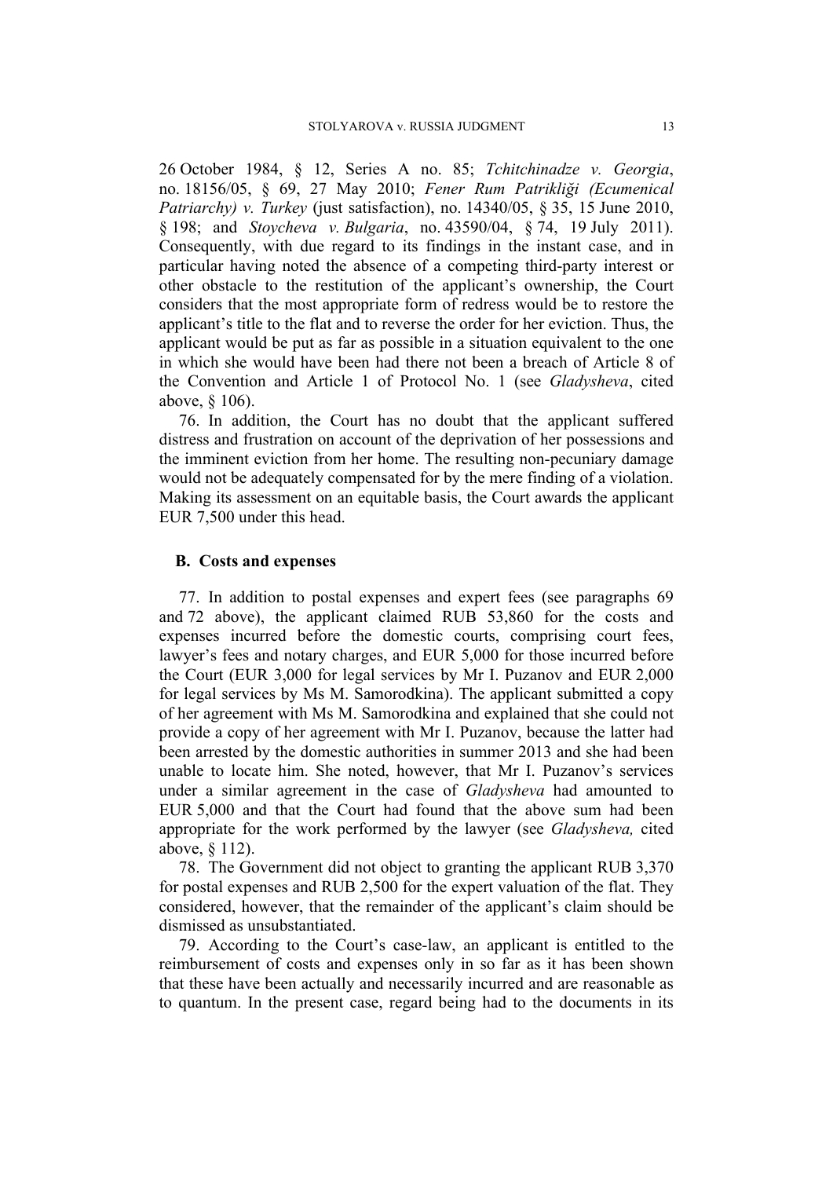26 October 1984, § 12, Series A no. 85; *Tchitchinadze v. Georgia*, no. 18156/05, § 69, 27 May 2010; *Fener Rum Patrikliği (Ecumenical Patriarchy) v. Turkey* (just satisfaction), no. 14340/05, § 35, 15 June 2010, § 198; and *Stoycheva v. Bulgaria*, no. 43590/04, § 74, 19 July 2011). Consequently, with due regard to its findings in the instant case, and in particular having noted the absence of a competing third-party interest or other obstacle to the restitution of the applicant's ownership, the Court considers that the most appropriate form of redress would be to restore the applicant's title to the flat and to reverse the order for her eviction. Thus, the applicant would be put as far as possible in a situation equivalent to the one in which she would have been had there not been a breach of Article 8 of the Convention and Article 1 of Protocol No. 1 (see *Gladysheva*, cited above, § 106).

76. In addition, the Court has no doubt that the applicant suffered distress and frustration on account of the deprivation of her possessions and the imminent eviction from her home. The resulting non-pecuniary damage would not be adequately compensated for by the mere finding of a violation. Making its assessment on an equitable basis, the Court awards the applicant EUR 7,500 under this head.

## B. Costs and expenses

77. In addition to postal expenses and expert fees (see paragraphs 69 and 72 above), the applicant claimed RUB 53,860 for the costs and expenses incurred before the domestic courts, comprising court fees, lawyer's fees and notary charges, and EUR 5,000 for those incurred before the Court (EUR 3,000 for legal services by Mr I. Puzanov and EUR 2,000 for legal services by Ms M. Samorodkina). The applicant submitted a copy of her agreement with Ms M. Samorodkina and explained that she could not provide a copy of her agreement with Mr I. Puzanov, because the latter had been arrested by the domestic authorities in summer 2013 and she had been unable to locate him. She noted, however, that Mr I. Puzanov's services under a similar agreement in the case of *Gladysheva* had amounted to EUR 5,000 and that the Court had found that the above sum had been appropriate for the work performed by the lawyer (see *Gladysheva,* cited above, § 112).

78. The Government did not object to granting the applicant RUB 3,370 for postal expenses and RUB 2,500 for the expert valuation of the flat. They considered, however, that the remainder of the applicant's claim should be dismissed as unsubstantiated.

79. According to the Court's case-law, an applicant is entitled to the reimbursement of costs and expenses only in so far as it has been shown that these have been actually and necessarily incurred and are reasonable as to quantum. In the present case, regard being had to the documents in its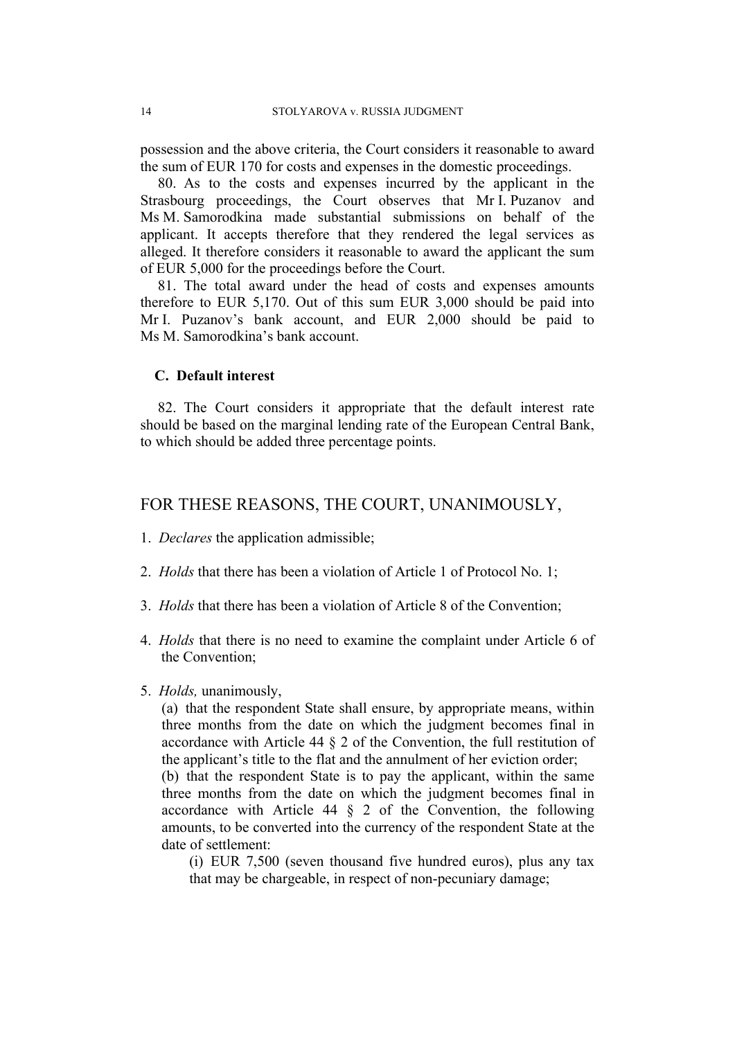possession and the above criteria, the Court considers it reasonable to award the sum of EUR 170 for costs and expenses in the domestic proceedings.

80. As to the costs and expenses incurred by the applicant in the Strasbourg proceedings, the Court observes that Mr I. Puzanov and Ms M. Samorodkina made substantial submissions on behalf of the applicant. It accepts therefore that they rendered the legal services as alleged. It therefore considers it reasonable to award the applicant the sum of EUR 5,000 for the proceedings before the Court.

81. The total award under the head of costs and expenses amounts therefore to EUR 5,170. Out of this sum EUR 3,000 should be paid into Mr I. Puzanov's bank account, and EUR 2,000 should be paid to Ms M. Samorodkina's bank account.

### C. Default interest

82. The Court considers it appropriate that the default interest rate should be based on the marginal lending rate of the European Central Bank, to which should be added three percentage points.

## FOR THESE REASONS, THE COURT, UNANIMOUSLY,

1. *Declares* the application admissible;

2. *Holds* that there has been a violation of Article 1 of Protocol No. 1;

3. *Holds* that there has been a violation of Article 8 of the Convention;

4. *Holds* that there is no need to examine the complaint under Article 6 of the Convention;

5. *Holds,* unanimously,

   (a) that the respondent State shall ensure, by appropriate means, within three months from the date on which the judgment becomes final in accordance with Article 44 § 2 of the Convention, the full restitution of the applicant's title to the flat and the annulment of her eviction order;

   (b) that the respondent State is to pay the applicant, within the same three months from the date on which the judgment becomes final in accordance with Article 44 § 2 of the Convention, the following amounts, to be converted into the currency of the respondent State at the date of settlement:

      (i) EUR 7,500 (seven thousand five hundred euros), plus any tax that may be chargeable, in respect of non-pecuniary damage;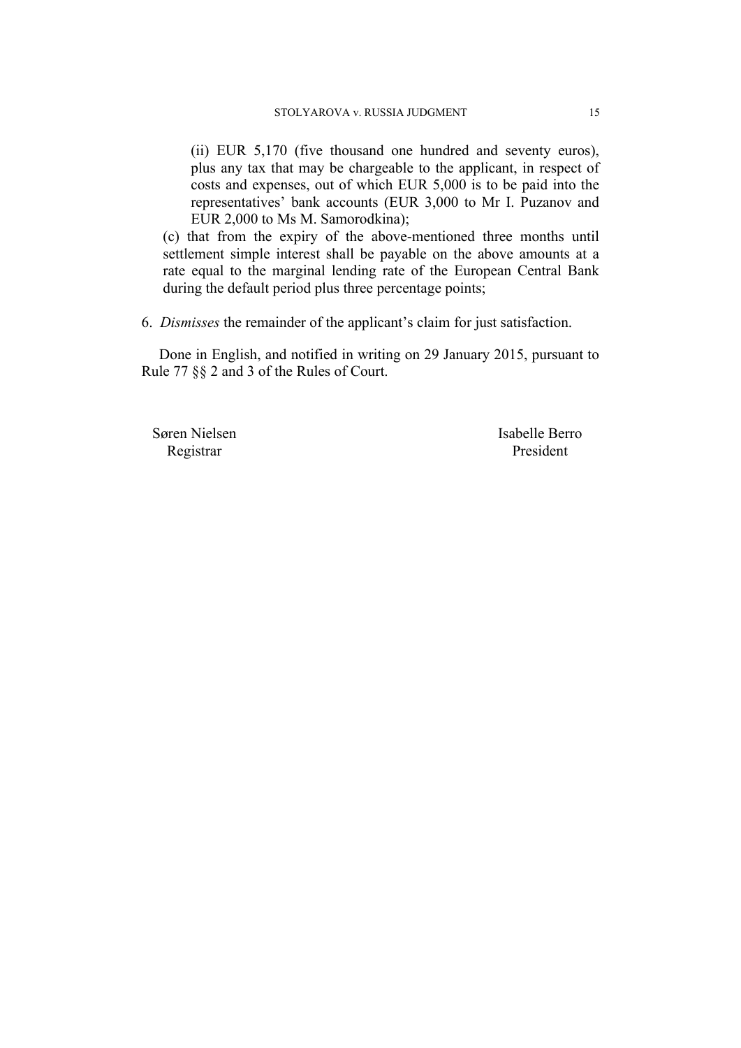(ii) EUR 5,170 (five thousand one hundred and seventy euros), plus any tax that may be chargeable to the applicant, in respect of costs and expenses, out of which EUR 5,000 is to be paid into the representatives' bank accounts (EUR 3,000 to Mr I. Puzanov and EUR 2,000 to Ms M. Samorodkina);

(c) that from the expiry of the above-mentioned three months until settlement simple interest shall be payable on the above amounts at a rate equal to the marginal lending rate of the European Central Bank during the default period plus three percentage points;

6. *Dismisses* the remainder of the applicant's claim for just satisfaction.

Done in English, and notified in writing on 29 January 2015, pursuant to Rule 77 §§ 2 and 3 of the Rules of Court.

Søren Nielsen
Registrar

Isabelle Berro
President